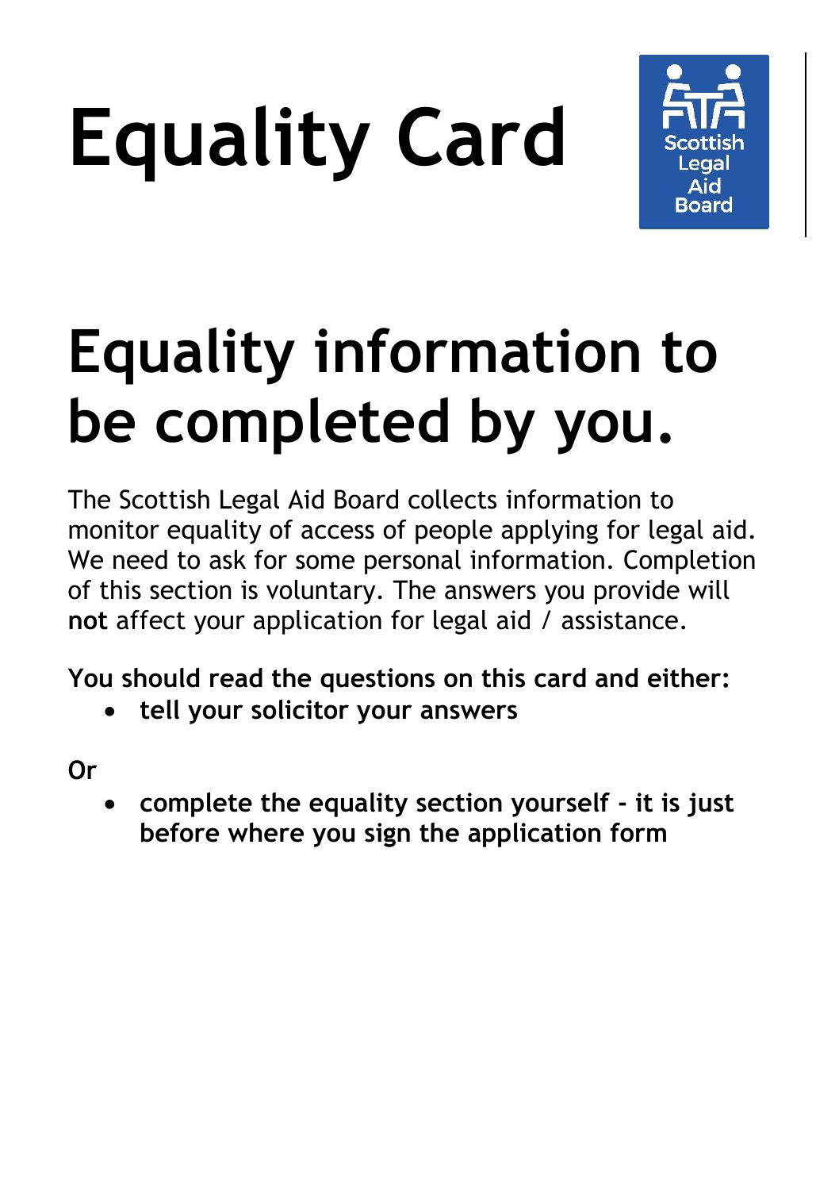# Equality Card

Scottish Legal Aid Board

## Equality information to be completed by you.

The Scottish Legal Aid Board collects information to monitor equality of access of people applying for legal aid. We need to ask for some personal information. Completion of this section is voluntary. The answers you provide will **not** affect your application for legal aid / assistance.

**You should read the questions on this card and either:**

- **tell your solicitor your answers**

**Or**

- **complete the equality section yourself - it is just before where you sign the application form**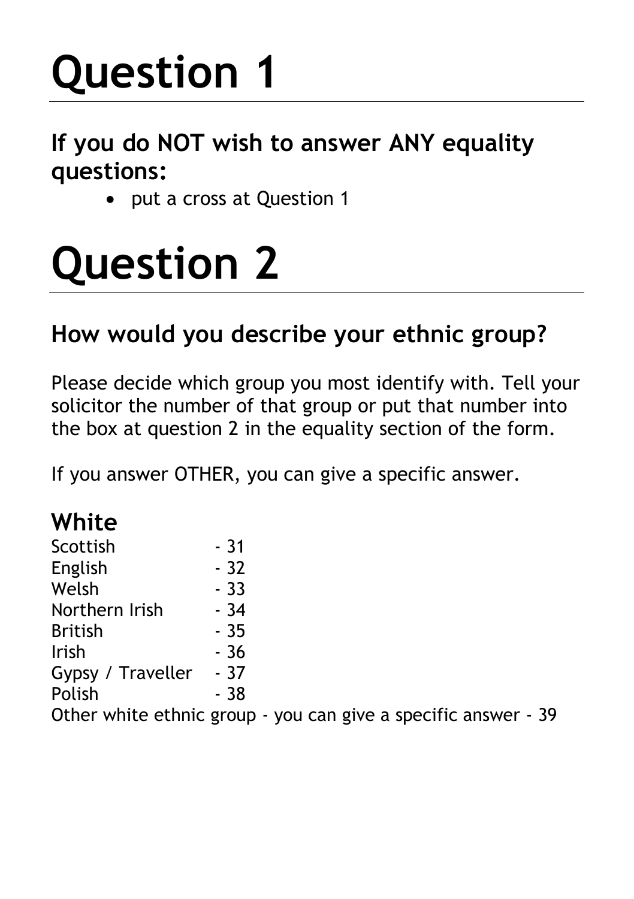# Question 1

## If you do NOT wish to answer ANY equality questions:

- put a cross at Question 1

# Question 2

## How would you describe your ethnic group?

Please decide which group you most identify with. Tell your solicitor the number of that group or put that number into the box at question 2 in the equality section of the form.

If you answer OTHER, you can give a specific answer.

### White

Scottish - 31
English - 32
Welsh - 33
Northern Irish - 34
British - 35
Irish - 36
Gypsy / Traveller - 37
Polish - 38
Other white ethnic group - you can give a specific answer - 39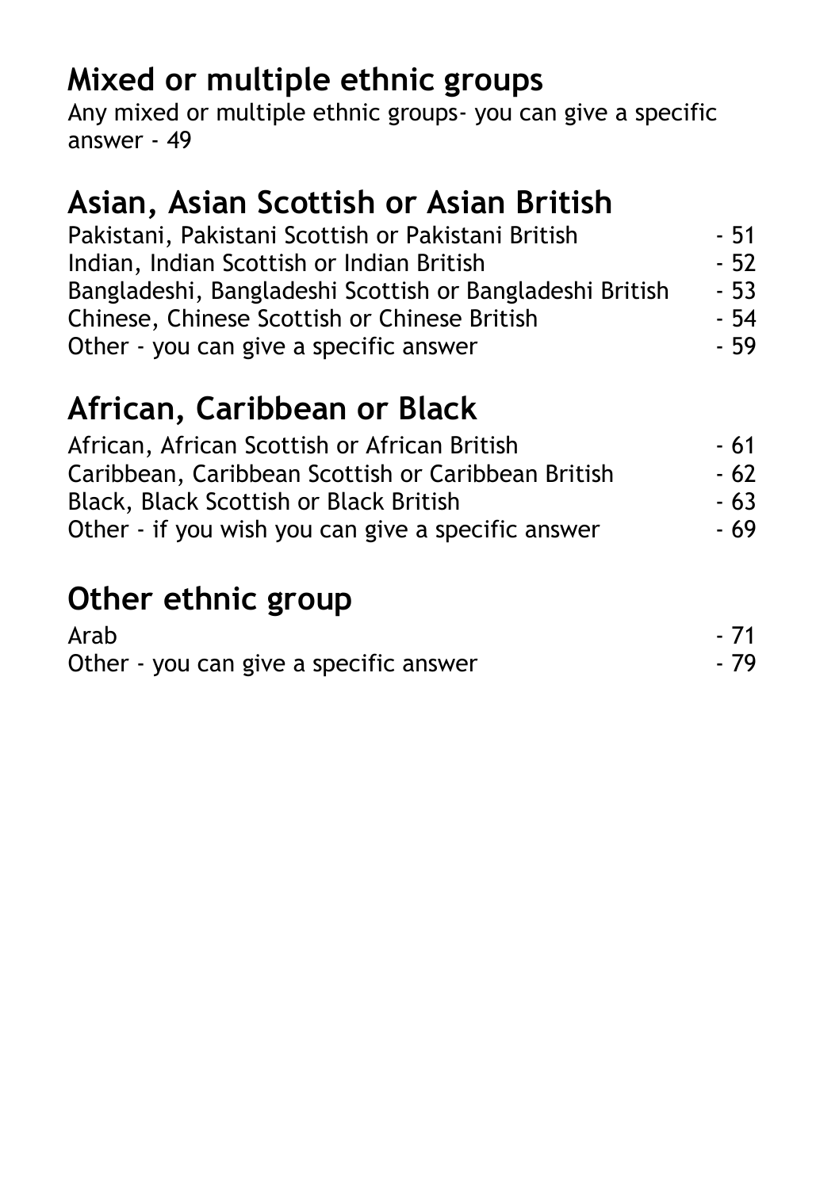## Mixed or multiple ethnic groups

Any mixed or multiple ethnic groups- you can give a specific answer - 49

## Asian, Asian Scottish or Asian British

| | |
|---|---|
| Pakistani, Pakistani Scottish or Pakistani British | - 51 |
| Indian, Indian Scottish or Indian British | - 52 |
| Bangladeshi, Bangladeshi Scottish or Bangladeshi British | - 53 |
| Chinese, Chinese Scottish or Chinese British | - 54 |
| Other - you can give a specific answer | - 59 |

## African, Caribbean or Black

| | |
|---|---|
| African, African Scottish or African British | - 61 |
| Caribbean, Caribbean Scottish or Caribbean British | - 62 |
| Black, Black Scottish or Black British | - 63 |
| Other - if you wish you can give a specific answer | - 69 |

## Other ethnic group

| | |
|---|---|
| Arab | - 71 |
| Other - you can give a specific answer | - 79 |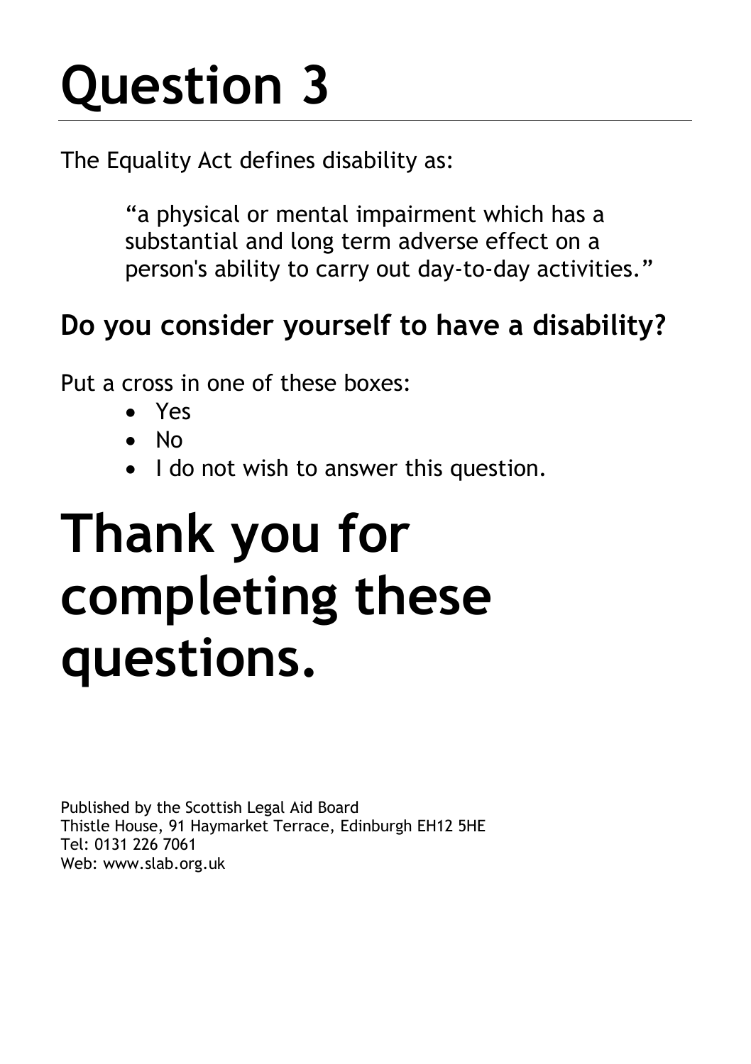# Question 3

The Equality Act defines disability as:

> "a physical or mental impairment which has a substantial and long term adverse effect on a person's ability to carry out day-to-day activities."

## Do you consider yourself to have a disability?

Put a cross in one of these boxes:

- Yes
- No
- I do not wish to answer this question.

# Thank you for completing these questions.

Published by the Scottish Legal Aid Board
Thistle House, 91 Haymarket Terrace, Edinburgh EH12 5HE
Tel: 0131 226 7061
Web: www.slab.org.uk